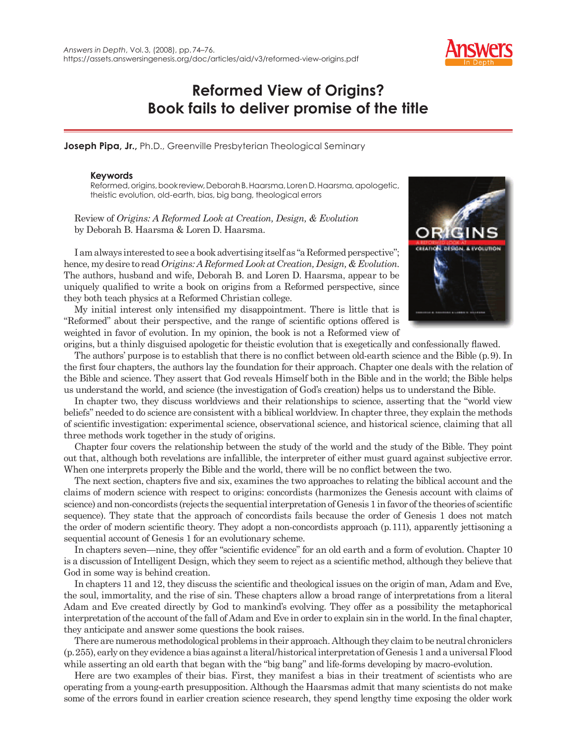# Reformed View of Origins? Book fails to deliver promise of the title

**Joseph Pipa, Jr.,** Ph.D., Greenville Presbyterian Theological Seminary

**Keywords**

Reformed, origins, book review, Deborah B. Haarsma, Loren D. Haarsma, apologetic, theistic evolution, old-earth, bias, big bang, theological errors

Review of *Origins: A Reformed Look at Creation, Design, & Evolution* by Deborah B. Haarsma & Loren D. Haarsma.

I am always interested to see a book advertising itself as "a Reformed perspective"; hence, my desire to read *Origins: A Reformed Look at Creation, Design, & Evolution*. The authors, husband and wife, Deborah B. and Loren D. Haarsma, appear to be uniquely qualified to write a book on origins from a Reformed perspective, since they both teach physics at a Reformed Christian college.

My initial interest only intensified my disappointment. There is little that is "Reformed" about their perspective, and the range of scientific options offered is weighted in favor of evolution. In my opinion, the book is not a Reformed view of origins, but a thinly disguised apologetic for theistic evolution that is exegetically and confessionally flawed.

The authors' purpose is to establish that there is no conflict between old-earth science and the Bible (p. 9). In the first four chapters, the authors lay the foundation for their approach. Chapter one deals with the relation of the Bible and science. They assert that God reveals Himself both in the Bible and in the world; the Bible helps us understand the world, and science (the investigation of God's creation) helps us to understand the Bible.

In chapter two, they discuss worldviews and their relationships to science, asserting that the "world view beliefs" needed to do science are consistent with a biblical worldview. In chapter three, they explain the methods of scientific investigation: experimental science, observational science, and historical science, claiming that all three methods work together in the study of origins.

Chapter four covers the relationship between the study of the world and the study of the Bible. They point out that, although both revelations are infallible, the interpreter of either must guard against subjective error. When one interprets properly the Bible and the world, there will be no conflict between the two.

The next section, chapters five and six, examines the two approaches to relating the biblical account and the claims of modern science with respect to origins: concordists (harmonizes the Genesis account with claims of science) and non-concordists (rejects the sequential interpretation of Genesis 1 in favor of the theories of scientific sequence). They state that the approach of concordists fails because the order of Genesis 1 does not match the order of modern scientific theory. They adopt a non-concordists approach (p. 111), apparently jettisoning a sequential account of Genesis 1 for an evolutionary scheme.

In chapters seven—nine, they offer "scientific evidence" for an old earth and a form of evolution. Chapter 10 is a discussion of Intelligent Design, which they seem to reject as a scientific method, although they believe that God in some way is behind creation.

In chapters 11 and 12, they discuss the scientific and theological issues on the origin of man, Adam and Eve, the soul, immortality, and the rise of sin. These chapters allow a broad range of interpretations from a literal Adam and Eve created directly by God to mankind's evolving. They offer as a possibility the metaphorical interpretation of the account of the fall of Adam and Eve in order to explain sin in the world. In the final chapter, they anticipate and answer some questions the book raises.

There are numerous methodological problems in their approach. Although they claim to be neutral chroniclers (p. 255), early on they evidence a bias against a literal/historical interpretation of Genesis 1 and a universal Flood while asserting an old earth that began with the "big bang" and life-forms developing by macro-evolution.

Here are two examples of their bias. First, they manifest a bias in their treatment of scientists who are operating from a young-earth presupposition. Although the Haarsmas admit that many scientists do not make some of the errors found in earlier creation science research, they spend lengthy time exposing the older work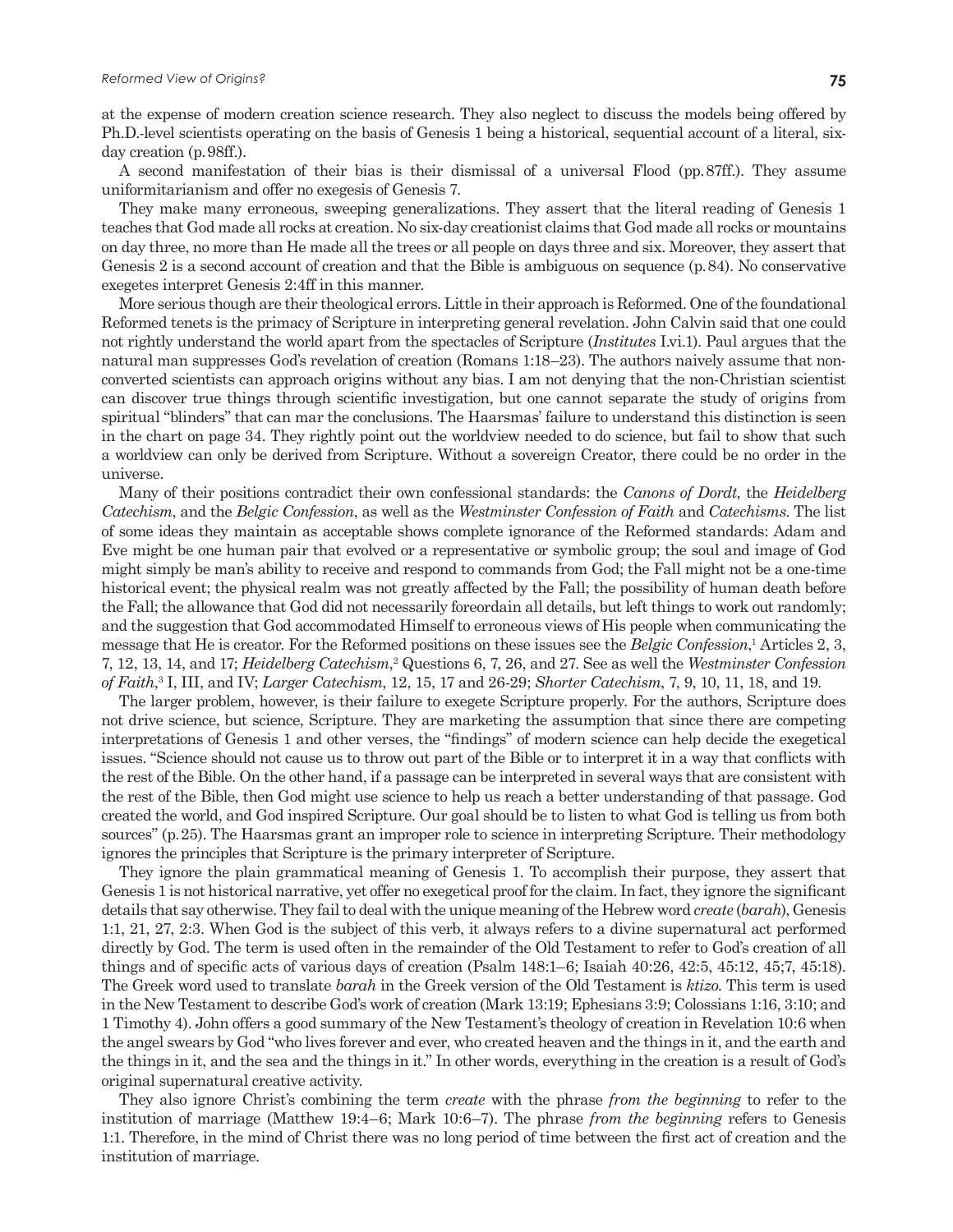at the expense of modern creation science research. They also neglect to discuss the models being offered by Ph.D.-level scientists operating on the basis of Genesis 1 being a historical, sequential account of a literal, six-day creation (p. 98ff.).

A second manifestation of their bias is their dismissal of a universal Flood (pp. 87ff.). They assume uniformitarianism and offer no exegesis of Genesis 7.

They make many erroneous, sweeping generalizations. They assert that the literal reading of Genesis 1 teaches that God made all rocks at creation. No six-day creationist claims that God made all rocks or mountains on day three, no more than He made all the trees or all people on days three and six. Moreover, they assert that Genesis 2 is a second account of creation and that the Bible is ambiguous on sequence (p. 84). No conservative exegetes interpret Genesis 2:4ff in this manner.

More serious though are their theological errors. Little in their approach is Reformed. One of the foundational Reformed tenets is the primacy of Scripture in interpreting general revelation. John Calvin said that one could not rightly understand the world apart from the spectacles of Scripture (*Institutes* I.vi.1). Paul argues that the natural man suppresses God's revelation of creation (Romans 1:18–23). The authors naively assume that non-converted scientists can approach origins without any bias. I am not denying that the non-Christian scientist can discover true things through scientific investigation, but one cannot separate the study of origins from spiritual "blinders" that can mar the conclusions. The Haarsmas' failure to understand this distinction is seen in the chart on page 34. They rightly point out the worldview needed to do science, but fail to show that such a worldview can only be derived from Scripture. Without a sovereign Creator, there could be no order in the universe.

Many of their positions contradict their own confessional standards: the *Canons of Dordt*, the *Heidelberg Catechism*, and the *Belgic Confession*, as well as the *Westminster Confession of Faith* and *Catechisms*. The list of some ideas they maintain as acceptable shows complete ignorance of the Reformed standards: Adam and Eve might be one human pair that evolved or a representative or symbolic group; the soul and image of God might simply be man's ability to receive and respond to commands from God; the Fall might not be a one-time historical event; the physical realm was not greatly affected by the Fall; the possibility of human death before the Fall; the allowance that God did not necessarily foreordain all details, but left things to work out randomly; and the suggestion that God accommodated Himself to erroneous views of His people when communicating the message that He is creator. For the Reformed positions on these issues see the *Belgic Confession*,[1] Articles 2, 3, 7, 12, 13, 14, and 17; *Heidelberg Catechism*,[2] Questions 6, 7, 26, and 27. See as well the *Westminster Confession of Faith*,[3] I, III, and IV; *Larger Catechism*, 12, 15, 17 and 26-29; *Shorter Catechism*, 7, 9, 10, 11, 18, and 19.

The larger problem, however, is their failure to exegete Scripture properly. For the authors, Scripture does not drive science, but science, Scripture. They are marketing the assumption that since there are competing interpretations of Genesis 1 and other verses, the "findings" of modern science can help decide the exegetical issues. "Science should not cause us to throw out part of the Bible or to interpret it in a way that conflicts with the rest of the Bible. On the other hand, if a passage can be interpreted in several ways that are consistent with the rest of the Bible, then God might use science to help us reach a better understanding of that passage. God created the world, and God inspired Scripture. Our goal should be to listen to what God is telling us from both sources" (p. 25). The Haarsmas grant an improper role to science in interpreting Scripture. Their methodology ignores the principles that Scripture is the primary interpreter of Scripture.

They ignore the plain grammatical meaning of Genesis 1. To accomplish their purpose, they assert that Genesis 1 is not historical narrative, yet offer no exegetical proof for the claim. In fact, they ignore the significant details that say otherwise. They fail to deal with the unique meaning of the Hebrew word *create* (*barah*), Genesis 1:1, 21, 27, 2:3. When God is the subject of this verb, it always refers to a divine supernatural act performed directly by God. The term is used often in the remainder of the Old Testament to refer to God's creation of all things and of specific acts of various days of creation (Psalm 148:1–6; Isaiah 40:26, 42:5, 45:12, 45;7, 45:18). The Greek word used to translate *barah* in the Greek version of the Old Testament is *ktizo*. This term is used in the New Testament to describe God's work of creation (Mark 13:19; Ephesians 3:9; Colossians 1:16, 3:10; and 1 Timothy 4). John offers a good summary of the New Testament's theology of creation in Revelation 10:6 when the angel swears by God "who lives forever and ever, who created heaven and the things in it, and the earth and the things in it, and the sea and the things in it." In other words, everything in the creation is a result of God's original supernatural creative activity.

They also ignore Christ's combining the term *create* with the phrase *from the beginning* to refer to the institution of marriage (Matthew 19:4–6; Mark 10:6–7). The phrase *from the beginning* refers to Genesis 1:1. Therefore, in the mind of Christ there was no long period of time between the first act of creation and the institution of marriage.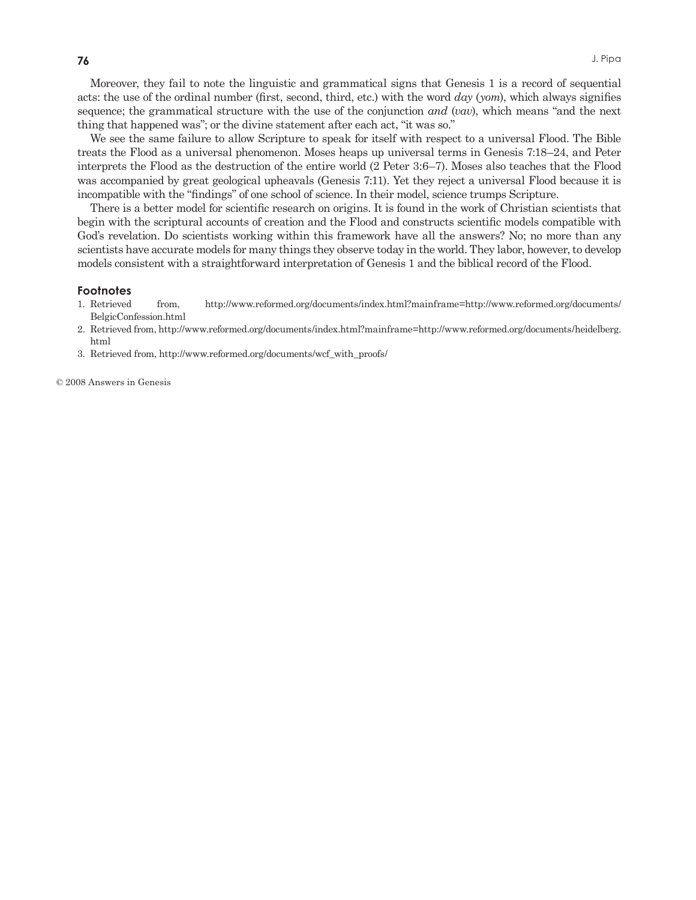Moreover, they fail to note the linguistic and grammatical signs that Genesis 1 is a record of sequential acts: the use of the ordinal number (first, second, third, etc.) with the word *day* (*yom*), which always signifies sequence; the grammatical structure with the use of the conjunction *and* (*vav*), which means "and the next thing that happened was"; or the divine statement after each act, "it was so."

We see the same failure to allow Scripture to speak for itself with respect to a universal Flood. The Bible treats the Flood as a universal phenomenon. Moses heaps up universal terms in Genesis 7:18–24, and Peter interprets the Flood as the destruction of the entire world (2 Peter 3:6–7). Moses also teaches that the Flood was accompanied by great geological upheavals (Genesis 7:11). Yet they reject a universal Flood because it is incompatible with the "findings" of one school of science. In their model, science trumps Scripture.

There is a better model for scientific research on origins. It is found in the work of Christian scientists that begin with the scriptural accounts of creation and the Flood and constructs scientific models compatible with God's revelation. Do scientists working within this framework have all the answers? No; no more than any scientists have accurate models for many things they observe today in the world. They labor, however, to develop models consistent with a straightforward interpretation of Genesis 1 and the biblical record of the Flood.

### Footnotes

1. Retrieved from, http://www.reformed.org/documents/index.html?mainframe=http://www.reformed.org/documents/BelgicConfession.html
2. Retrieved from, http://www.reformed.org/documents/index.html?mainframe=http://www.reformed.org/documents/heidelberg.html
3. Retrieved from, http://www.reformed.org/documents/wcf_with_proofs/

© 2008 Answers in Genesis